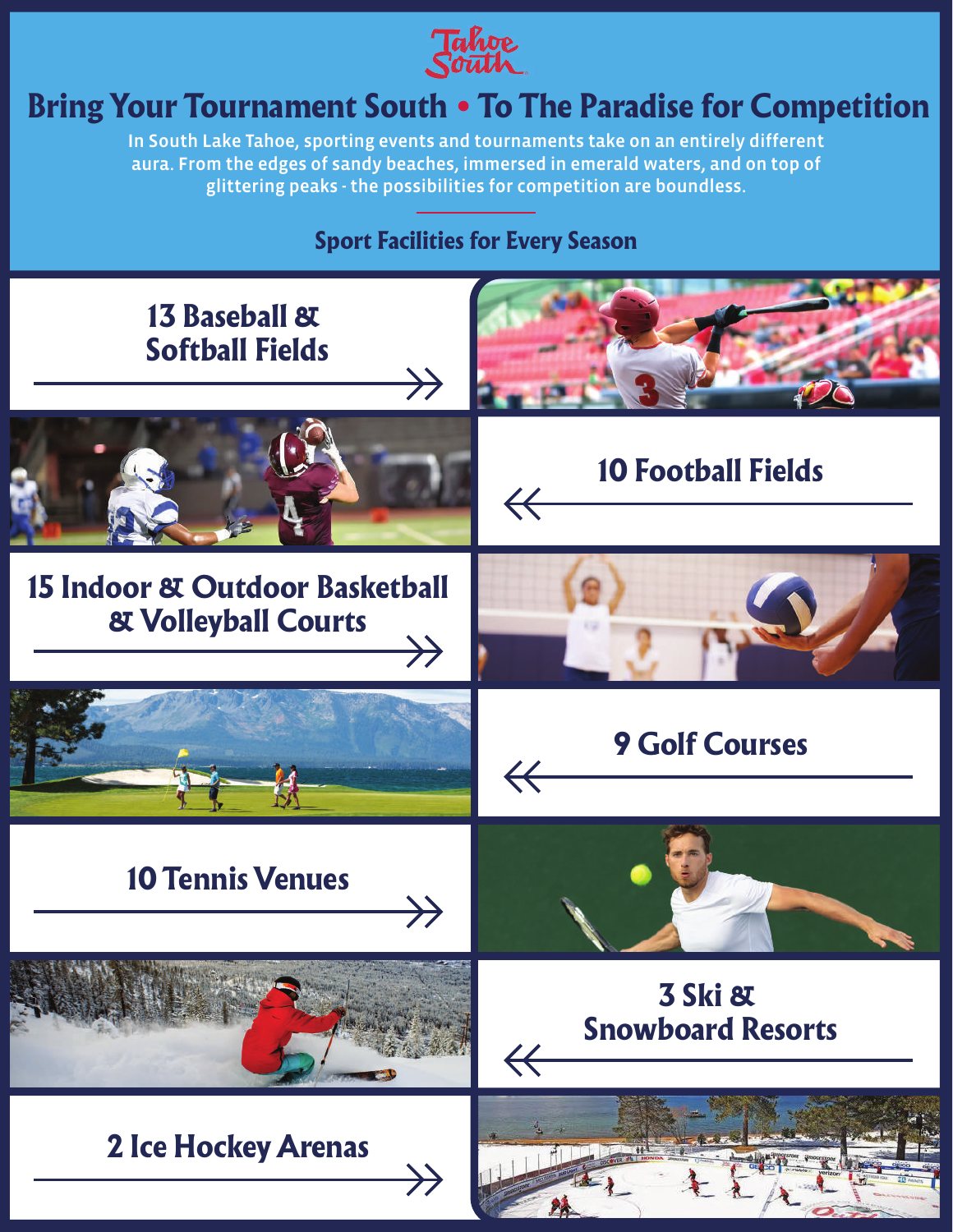Tahoe South

# Bring Your Tournament South • To The Paradise for Competition

In South Lake Tahoe, sporting events and tournaments take on an entirely different aura. From the edges of sandy beaches, immersed in emerald waters, and on top of glittering peaks - the possibilities for competition are boundless.

## Sport Facilities for Every Season

### 13 Baseball & Softball Fields

### 10 Football Fields

### 15 Indoor & Outdoor Basketball & Volleyball Courts

### 9 Golf Courses

### 10 Tennis Venues

### 3 Ski & Snowboard Resorts

### 2 Ice Hockey Arenas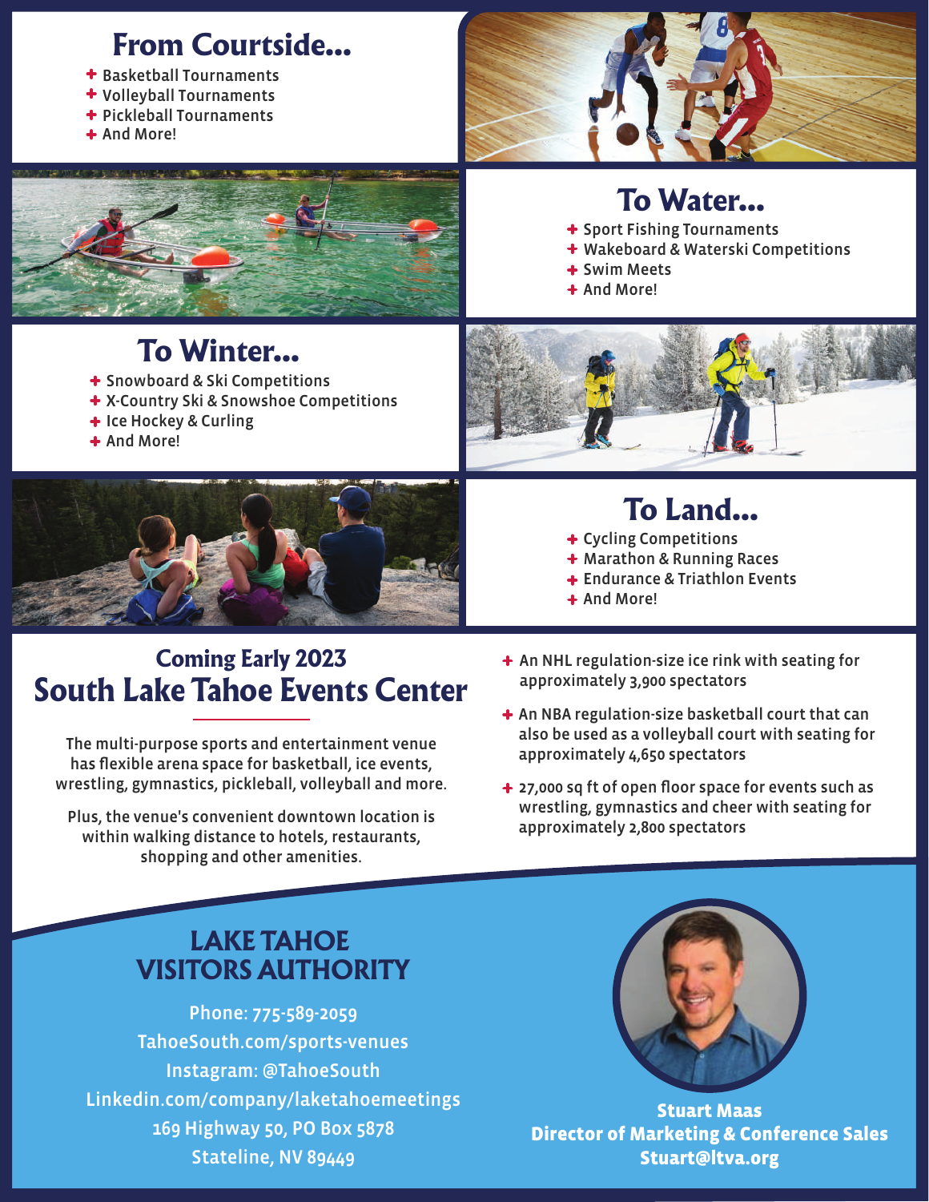## From Courtside...

- Basketball Tournaments
- Volleyball Tournaments
- Pickleball Tournaments
- And More!

## To Water...

- Sport Fishing Tournaments
- Wakeboard & Waterski Competitions
- Swim Meets
- And More!

## To Winter...

- Snowboard & Ski Competitions
- X-Country Ski & Snowshoe Competitions
- Ice Hockey & Curling
- And More!

## To Land...

- Cycling Competitions
- Marathon & Running Races
- Endurance & Triathlon Events
- And More!

### Coming Early 2023

## South Lake Tahoe Events Center

The multi-purpose sports and entertainment venue has flexible arena space for basketball, ice events, wrestling, gymnastics, pickleball, volleyball and more.

Plus, the venue's convenient downtown location is within walking distance to hotels, restaurants, shopping and other amenities.

- An NHL regulation-size ice rink with seating for approximately 3,900 spectators
- An NBA regulation-size basketball court that can also be used as a volleyball court with seating for approximately 4,650 spectators
- 27,000 sq ft of open floor space for events such as wrestling, gymnastics and cheer with seating for approximately 2,800 spectators

## LAKE TAHOE VISITORS AUTHORITY

Phone: 775-589-2059
TahoeSouth.com/sports-venues
Instagram: @TahoeSouth
Linkedin.com/company/laketahoemeetings
169 Highway 50, PO Box 5878
Stateline, NV 89449

**Stuart Maas**
**Director of Marketing & Conference Sales**
**Stuart@ltva.org**